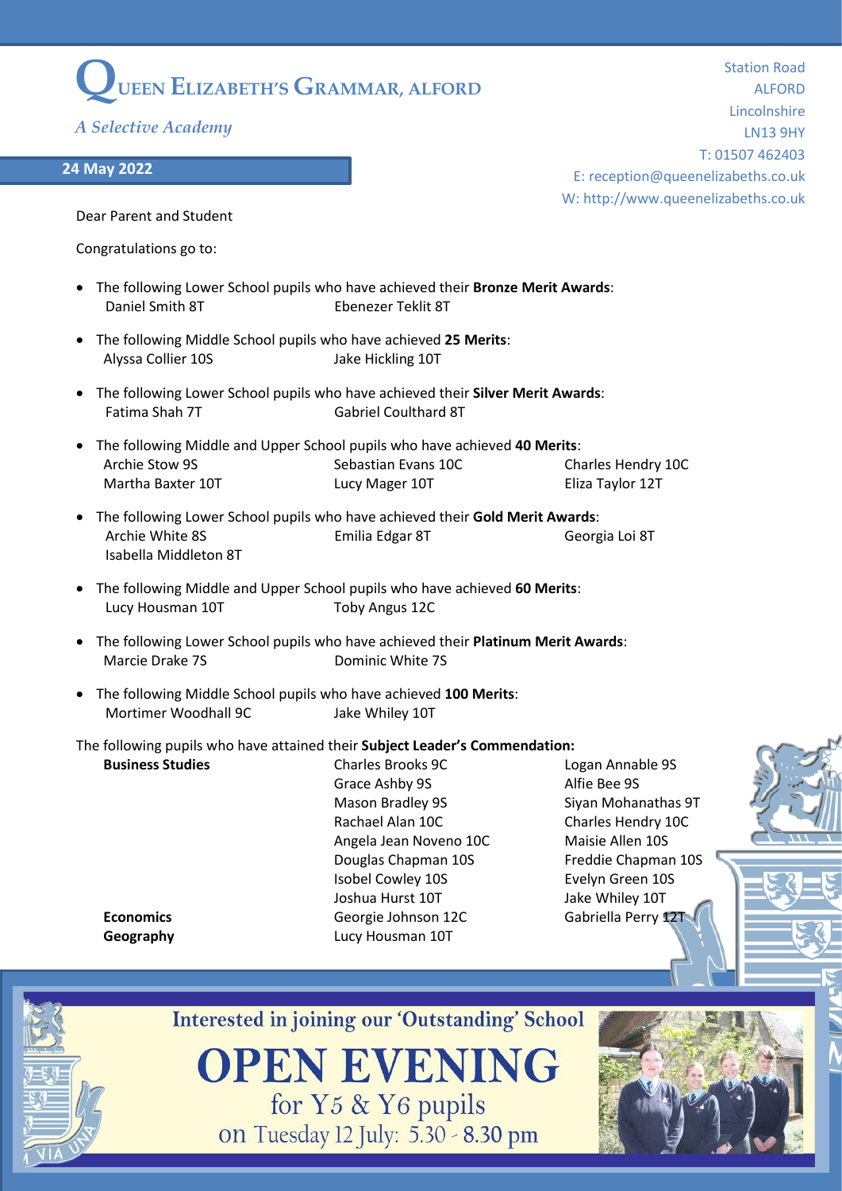# QUEEN ELIZABETH'S GRAMMAR, ALFORD

*A Selective Academy*

Station Road
ALFORD
Lincolnshire
LN13 9HY
T: 01507 462403
E: reception@queenelizabeths.co.uk
W: http://www.queenelizabeths.co.uk

**24 May 2022**

Dear Parent and Student

Congratulations go to:

- The following Lower School pupils who have achieved their **Bronze Merit Awards**:
  Daniel Smith 8T, Ebenezer Teklit 8T
- The following Middle School pupils who have achieved **25 Merits**:
  Alyssa Collier 10S, Jake Hickling 10T
- The following Lower School pupils who have achieved their **Silver Merit Awards**:
  Fatima Shah 7T, Gabriel Coulthard 8T
- The following Middle and Upper School pupils who have achieved **40 Merits**:
  Archie Stow 9S, Sebastian Evans 10C, Charles Hendry 10C, Martha Baxter 10T, Lucy Mager 10T, Eliza Taylor 12T
- The following Lower School pupils who have achieved their **Gold Merit Awards**:
  Archie White 8S, Emilia Edgar 8T, Georgia Loi 8T, Isabella Middleton 8T
- The following Middle and Upper School pupils who have achieved **60 Merits**:
  Lucy Housman 10T, Toby Angus 12C
- The following Lower School pupils who have achieved their **Platinum Merit Awards**:
  Marcie Drake 7S, Dominic White 7S
- The following Middle School pupils who have achieved **100 Merits**:
  Mortimer Woodhall 9C, Jake Whiley 10T

The following pupils who have attained their **Subject Leader's Commendation:**

| | | |
|---|---|---|
| **Business Studies** | Charles Brooks 9C | Logan Annable 9S |
| | Grace Ashby 9S | Alfie Bee 9S |
| | Mason Bradley 9S | Siyan Mohanathas 9T |
| | Rachael Alan 10C | Charles Hendry 10C |
| | Angela Jean Noveno 10C | Maisie Allen 10S |
| | Douglas Chapman 10S | Freddie Chapman 10S |
| | Isobel Cowley 10S | Evelyn Green 10S |
| | Joshua Hurst 10T | Jake Whiley 10T |
| **Economics** | Georgie Johnson 12C | Gabriella Perry 12T |
| **Geography** | Lucy Housman 10T | |

Interested in joining our 'Outstanding' School

**OPEN EVENING**

for Y5 & Y6 pupils

on Tuesday 12 July: 5.30 - 8.30 pm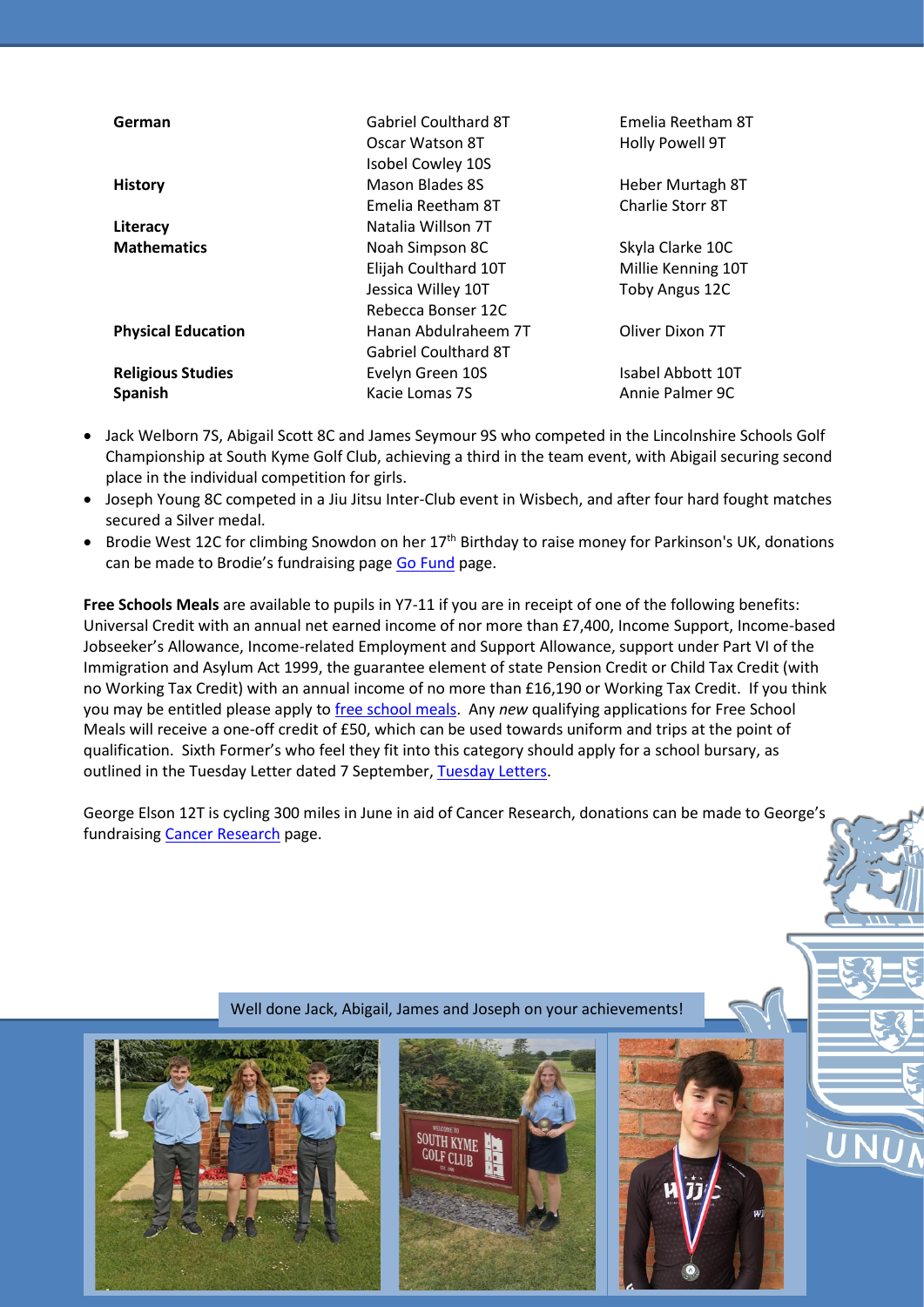| | | |
|---|---|---|
| **German** | Gabriel Coulthard 8T | Emelia Reetham 8T |
| | Oscar Watson 8T | Holly Powell 9T |
| | Isobel Cowley 10S | |
| **History** | Mason Blades 8S | Heber Murtagh 8T |
| | Emelia Reetham 8T | Charlie Storr 8T |
| **Literacy** | Natalia Willson 7T | |
| **Mathematics** | Noah Simpson 8C | Skyla Clarke 10C |
| | Elijah Coulthard 10T | Millie Kenning 10T |
| | Jessica Willey 10T | Toby Angus 12C |
| | Rebecca Bonser 12C | |
| **Physical Education** | Hanan Abdulraheem 7T | Oliver Dixon 7T |
| | Gabriel Coulthard 8T | |
| **Religious Studies** | Evelyn Green 10S | Isabel Abbott 10T |
| **Spanish** | Kacie Lomas 7S | Annie Palmer 9C |

- Jack Welborn 7S, Abigail Scott 8C and James Seymour 9S who competed in the Lincolnshire Schools Golf Championship at South Kyme Golf Club, achieving a third in the team event, with Abigail securing second place in the individual competition for girls.
- Joseph Young 8C competed in a Jiu Jitsu Inter-Club event in Wisbech, and after four hard fought matches secured a Silver medal.
- Brodie West 12C for climbing Snowdon on her 17th Birthday to raise money for Parkinson's UK, donations can be made to Brodie's fundraising page Go Fund page.

**Free Schools Meals** are available to pupils in Y7-11 if you are in receipt of one of the following benefits: Universal Credit with an annual net earned income of nor more than £7,400, Income Support, Income-based Jobseeker's Allowance, Income-related Employment and Support Allowance, support under Part VI of the Immigration and Asylum Act 1999, the guarantee element of state Pension Credit or Child Tax Credit (with no Working Tax Credit) with an annual income of no more than £16,190 or Working Tax Credit. If you think you may be entitled please apply to free school meals. Any *new* qualifying applications for Free School Meals will receive a one-off credit of £50, which can be used towards uniform and trips at the point of qualification. Sixth Former's who feel they fit into this category should apply for a school bursary, as outlined in the Tuesday Letter dated 7 September, Tuesday Letters.

George Elson 12T is cycling 300 miles in June in aid of Cancer Research, donations can be made to George's fundraising Cancer Research page.

Well done Jack, Abigail, James and Joseph on your achievements!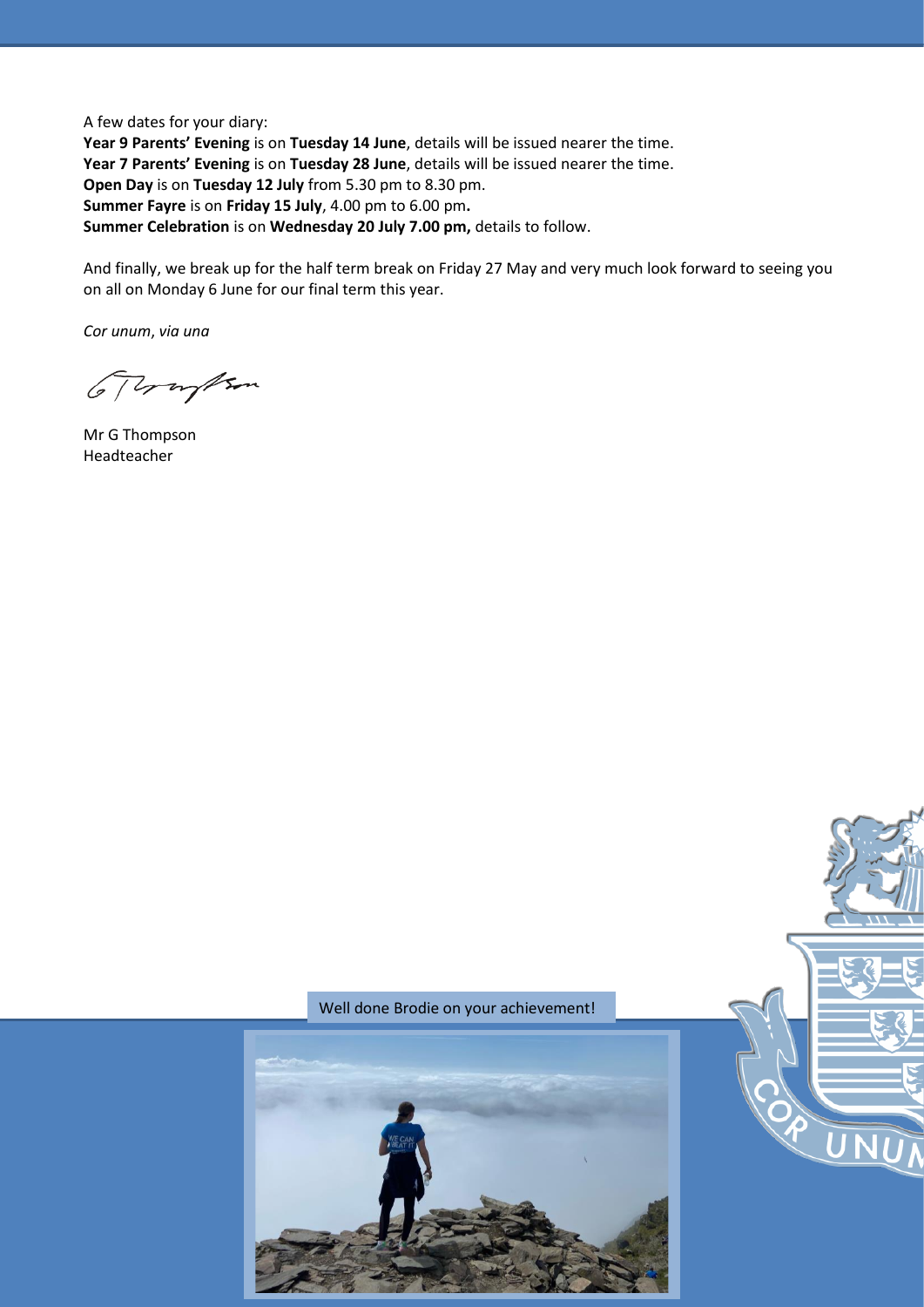A few dates for your diary:

**Year 9 Parents' Evening** is on **Tuesday 14 June**, details will be issued nearer the time.
**Year 7 Parents' Evening** is on **Tuesday 28 June**, details will be issued nearer the time.
**Open Day** is on **Tuesday 12 July** from 5.30 pm to 8.30 pm.
**Summer Fayre** is on **Friday 15 July**, 4.00 pm to 6.00 pm**.**
**Summer Celebration** is on **Wednesday 20 July 7.00 pm,** details to follow.

And finally, we break up for the half term break on Friday 27 May and very much look forward to seeing you on all on Monday 6 June for our final term this year.

*Cor unum, via una*

Mr G Thompson
Headteacher

Well done Brodie on your achievement!